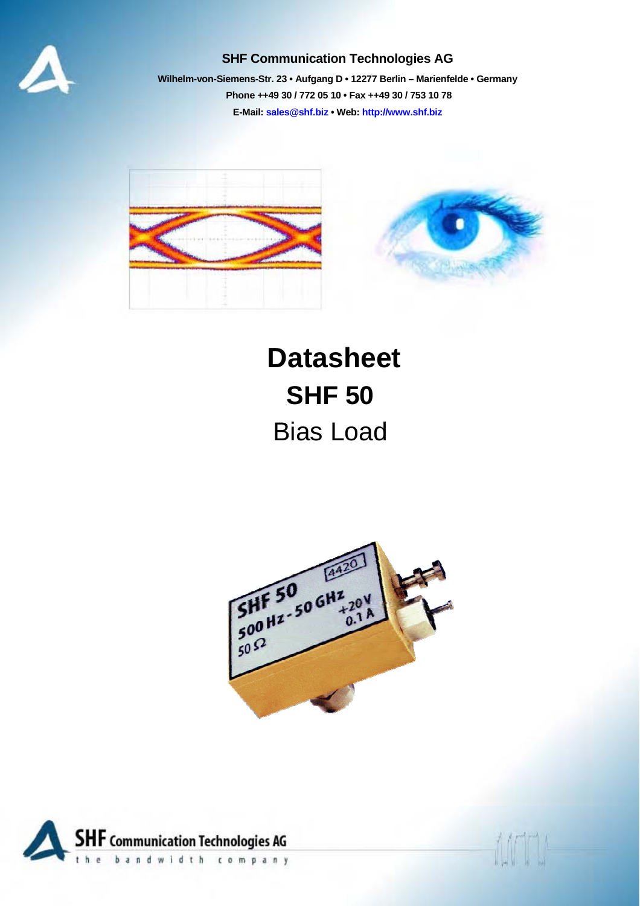**SHF Communication Technologies AG**

**Wilhelm-von-Siemens-Str. 23 • Aufgang D • 12277 Berlin – Marienfelde • Germany**

**Phone ++49 30 / 772 05 10 • Fax ++49 30 / 753 10 78**

**E-Mail: sales@shf.biz • Web: http://www.shf.biz**

# Datasheet

## SHF 50

## Bias Load

**SHF Communication Technologies AG**

the bandwidth company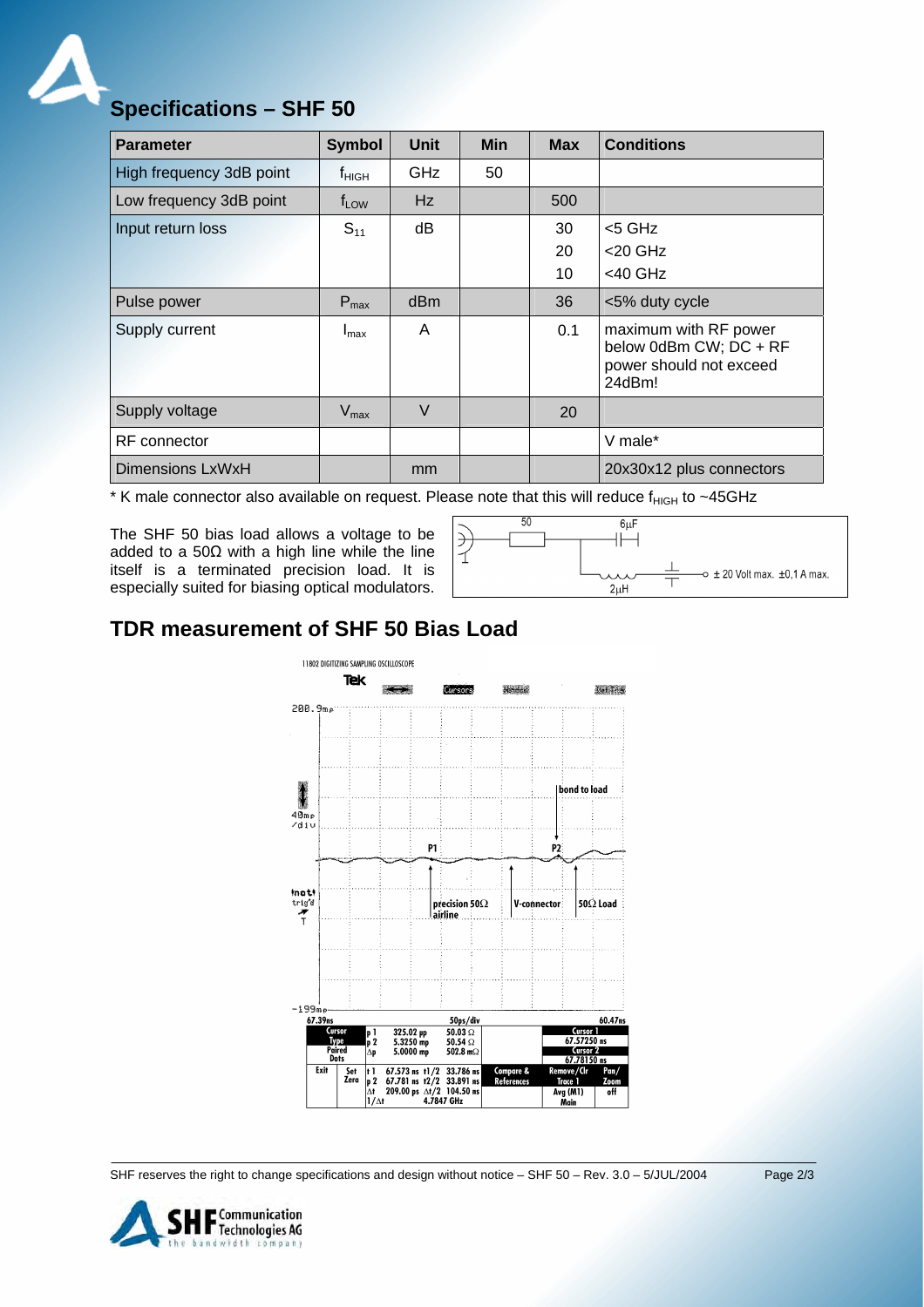## Specifications – SHF 50

| Parameter | Symbol | Unit | Min | Max | Conditions |
|---|---|---|---|---|---|
| High frequency 3dB point | $f_{HIGH}$ | GHz | 50 | | |
| Low frequency 3dB point | $f_{LOW}$ | Hz | | 500 | |
| Input return loss | $S_{11}$ | dB | | 30<br>20<br>10 | <5 GHz<br><20 GHz<br><40 GHz |
| Pulse power | $P_{max}$ | dBm | | 36 | <5% duty cycle |
| Supply current | $I_{max}$ | A | | 0.1 | maximum with RF power below 0dBm CW; DC + RF power should not exceed 24dBm! |
| Supply voltage | $V_{max}$ | V | | 20 | |
| RF connector | | | | | V male* |
| Dimensions LxWxH | | mm | | | 20x30x12 plus connectors |

* K male connector also available on request. Please note that this will reduce $f_{HIGH}$ to ~45GHz

The SHF 50 bias load allows a voltage to be added to a 50Ω with a high line while the line itself is a terminated precision load. It is especially suited for biasing optical modulators.

50 6µF 2µH ± 20 Volt max. ±0,1 A max.

## TDR measurement of SHF 50 Bias Load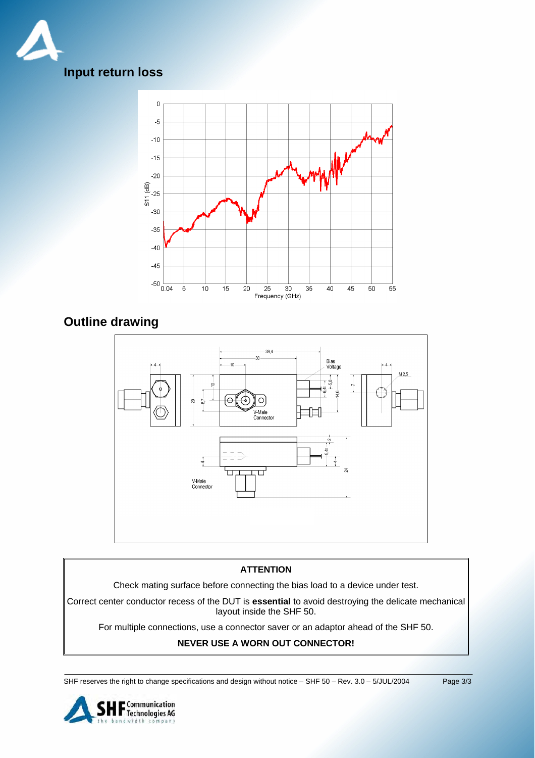## Input return loss

## Outline drawing

**ATTENTION**

Check mating surface before connecting the bias load to a device under test.

Correct center conductor recess of the DUT is **essential** to avoid destroying the delicate mechanical layout inside the SHF 50.

For multiple connections, use a connector saver or an adaptor ahead of the SHF 50.

**NEVER USE A WORN OUT CONNECTOR!**

SHF reserves the right to change specifications and design without notice – SHF 50 – Rev. 3.0 – 5/JUL/2004